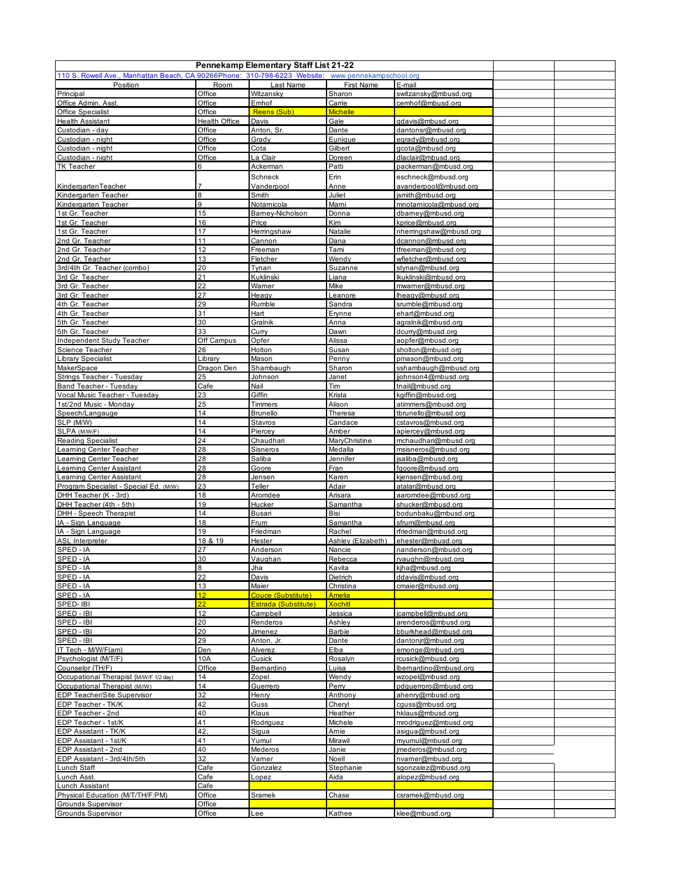# Pennekamp Elementary Staff List 21-22

110 S. Rowell Ave., Manhattan Beach, CA 90266Phone: 310-798-6223 Website: www.pennekampschool.org

| Position | Room | Last Name | First Name | E-mail |
|---|---|---|---|---|
| Principal | Office | Witzansky | Sharon | switzansky@mbusd.org |
| Office Admin. Asst. | Office | Emhof | Carrie | cemhof@mbusd.org |
| Office Specialist | Office | Reens (Sub) | Michelle | |
| Health Assistant | Health Office | Davis | Gale | gdavis@mbusd.org |
| Custodian - day | Office | Anton, Sr. | Dante | dantonsr@mbusd.org |
| Custodian - night | Office | Grady | Eunique | egrady@mbusd.org |
| Custodian - night | Office | Cota | Gilbert | gcota@mbusd.org |
| Custodian - night | Office | La Clair | Doreen | dlaclair@mbusd.org |
| TK Teacher | 6 | Ackerman | Patti | packerman@mbusd.org |
| KindergartenTeacher | 7 | Schneck<br>Vanderpool | Erin<br>Anne | eschneck@mbusd.org<br>avanderpool@mbusd.org |
| Kindergarten Teacher | 8 | Smith | Juliet | jsmith@mbusd.org |
| Kindergarten Teacher | 9 | Notarnicola | Marni | mnotarnicola@mbusd.org |
| 1st Gr. Teacher | 15 | Barney-Nicholson | Donna | dbarney@mbusd.org |
| 1st Gr. Teacher | 16 | Price | Kim | kprice@mbusd.org |
| 1st Gr. Teacher | 17 | Herringshaw | Natalie | nherringshaw@mbusd.org |
| 2nd Gr. Teacher | 11 | Cannon | Dana | dcannon@mbusd.org |
| 2nd Gr. Teacher | 12 | Freeman | Tami | tfreeman@mbusd.org |
| 2nd Gr. Teacher | 13 | Fletcher | Wendy | wfletcher@mbusd.org |
| 3rd/4th Gr. Teacher (combo) | 20 | Tynan | Suzanne | stynan@mbusd.org |
| 3rd Gr. Teacher | 21 | Kuklinski | Liana | lkuklinski@mbusd.org |
| 3rd Gr. Teacher | 22 | Warner | Mike | mwarner@mbusd.org |
| 3rd Gr. Teacher | 27 | Heagy | Leanore | lheagy@mbusd.org |
| 4th Gr. Teacher | 29 | Rumble | Sandra | srumble@mbusd.org |
| 4th Gr. Teacher | 31 | Hart | Erynne | ehart@mbusd.org |
| 5th Gr. Teacher | 30 | Gralnik | Anna | agralnik@mbusd.org |
| 5th Gr. Teacher | 33 | Curry | Dawn | dcurry@mbusd.org |
| Independent Study Teacher | Off Campus | Opfer | Alissa | aopfer@mbusd.org |
| Science Teacher | 26 | Holton | Susan | sholton@mbusd.org |
| Library Specialist | Library | Mason | Penny | pmason@mbusd.org |
| MakerSpace | Dragon Den | Shambaugh | Sharon | sshambaugh@mbusd.org |
| Strings Teacher - Tuesday | 25 | Johnson | Janet | jjohnson4@mbusd.org |
| Band Teacher - Tuesday | Cafe | Nail | Tim | tnail@mbusd.org |
| Vocal Music Teacher - Tuesday | 23 | Giffin | Krista | kgiffin@mbusd.org |
| 1st/2nd Music - Monday | 25 | Timmers | Alison | atimmers@mbusd.org |
| Speech/Langauge | 14 | Brunello | Theresa | tbrunello@mbusd.org |
| SLP (M/W) | 14 | Stavros | Candace | cstavros@mbusd.org |
| SLPA (M/W/F) | 14 | Piercey | Amber | apiercey@mbusd.org |
| Reading Specialist | 24 | Chaudhari | MaryChristine | mchaudhari@mbusd.org |
| Learning Center Teacher | 28 | Sisneros | Medalla | msisneros@mbusd.org |
| Learning Center Teacher | 28 | Saliba | Jennifer | jsaliba@mbusd.org |
| Learning Center Assistant | 28 | Goore | Fran | fgoore@mbusd.org |
| Learning Center Assistant | 28 | Jensen | Karen | kjensen@mbusd.org |
| Program Specialist - Special Ed. (M/W) | 23 | Teller | Adair | atalar@mbusd.org |
| DHH Teacher (K - 3rd) | 18 | Aromdee | Arisara | aaromdee@mbusd.org |
| DHH Teacher (4th - 5th) | 19 | Hucker | Samantha | shucker@mbusd.org |
| DHH - Speech Therapist | 14 | Busari | Bisi | bodunbaku@mbusd.org |
| IA - Sign Language | 18 | Frum | Samantha | sfrum@mbusd.org |
| IA - Sign Language | 19 | Friedman | Rachel | rfriedman@mbusd.org |
| ASL Interpreter | 18 & 19 | Hester | Ashley (Elizabeth) | ehester@mbusd.org |
| SPED - IA | 27 | Anderson | Nancie | nanderson@mbusd.org |
| SPED - IA | 30 | Vaughan | Rebecca | rvaughn@mbusd.org |
| SPED - IA | 8 | Jha | Kavita | kjha@mbusd.org |
| SPED - IA | 22 | Davis | Dietrich | ddavis@mbusd.org |
| SPED - IA | 13 | Maier | Christina | cmaier@mbusd.org |
| SPED - IA | 12 | Couce (Substitute) | Amelia | |
| SPED- IBI | 22 | Estrada (Substitute) | Xochitl | |
| SPED - IBI | 12 | Campbell | Jessica | jcampbell@mbusd.org |
| SPED - IBI | 20 | Renderos | Ashley | arenderos@mbusd.org |
| SPED - IBI | 20 | Jimenez | Barbie | bburkhead@mbusd.org |
| SPED - IBI | 29 | Anton, Jr. | Dante | dantonjr@mbusd.org |
| IT Tech - M/W/F(am) | Den | Alverez | Elba | emonge@mbusd.org |
| Psychologist (M/T/F) | 10A | Cusick | Rosalyn | rcusick@mbusd.org |
| Counselor (TH/F) | Office | Bernardino | Luisa | lbernardino@mbusd.org |
| Occupational Therapist (M/W/F 1/2 day) | 14 | Zopel | Wendy | wzopel@mbusd.org |
| Occupational Therapist (M/W) | 14 | Guerrero | Perry | pdguerroro@mbusd.org |
| EDP Teacher/Site Supervisor | 32 | Henry | Anthony | ahenry@mbusd.org |
| EDP Teacher - TK/K | 42 | Guss | Cheryl | cguss@mbusd.org |
| EDP Teacher - 2nd | 40 | Klaus | Heather | hklaus@mbusd.org |
| EDP Teacher - 1st/K | 41 | Rodriguez | Michele | mrodriguez@mbusd.org |
| EDP Assistant - TK/K | 42, | Sigua | Arnie | asigua@mbusd.org |
| EDP Assistant - 1st/K | 41 | Yumul | Mirawil | myumul@mbusd.org |
| EDP Assistant - 2nd | 40 | Mederos | Janie | jmederos@mbusd.org |
| EDP Assistant - 3rd/4th/5th | 32 | Varner | Noell | nvarner@mbusd.org |
| Lunch Staff | Cafe | Gonzalez | Stephanie | sgonzalez@mbusd.org |
| Lunch Asst. | Cafe | Lopez | Aida | alopez@mbusd.org |
| Lunch Assistant | Cafe | | | |
| Physical Education (M/T/TH/F:PM) | Office | Sramek | Chase | csramek@mbusd.org |
| Grounds Supervisor | Office | | | |
| Grounds Supervisor | Office | Lee | Kathee | klee@mbusd.org |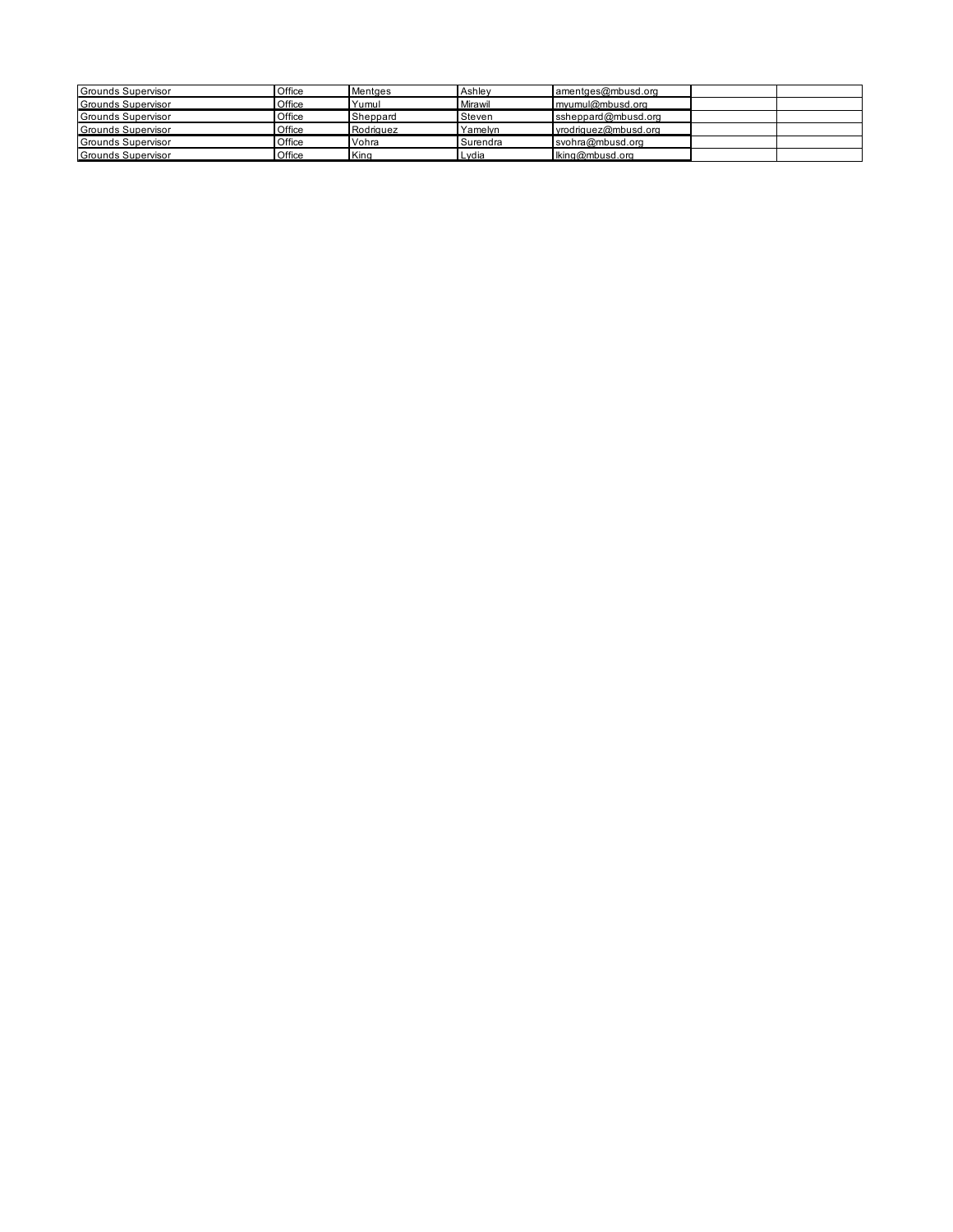| | | | | | | |
|---|---|---|---|---|---|---|
| Grounds Supervisor | Office | Mentges | Ashley | amentges@mbusd.org | | |
| Grounds Supervisor | Office | Yumul | Mirawil | myumul@mbusd.org | | |
| Grounds Supervisor | Office | Sheppard | Steven | ssheppard@mbusd.org | | |
| Grounds Supervisor | Office | Rodriguez | Yamelyn | yrodriguez@mbusd.org | | |
| Grounds Supervisor | Office | Vohra | Surendra | svohra@mbusd.org | | |
| Grounds Supervisor | Office | King | Lydia | lking@mbusd.org | | |